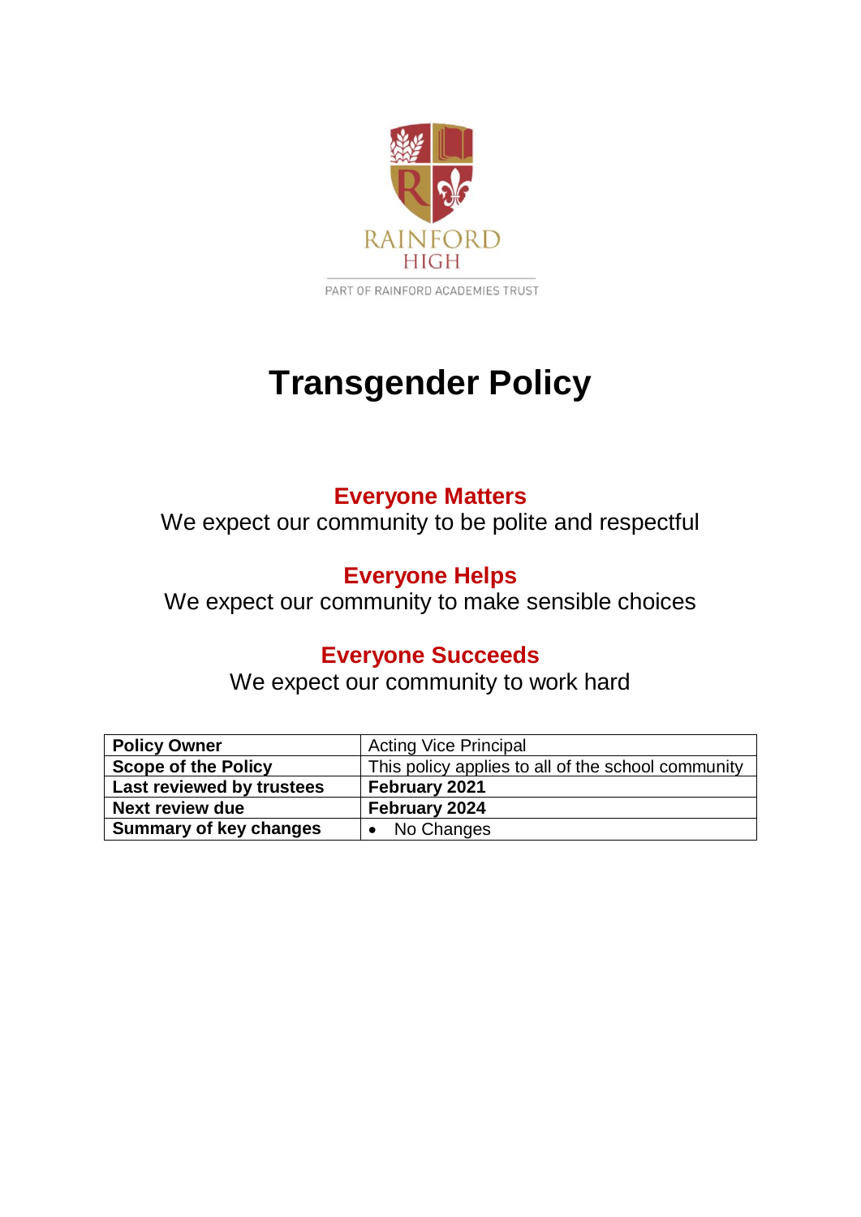RAINFORD HIGH

PART OF RAINFORD ACADEMIES TRUST

# Transgender Policy

**Everyone Matters**
We expect our community to be polite and respectful

**Everyone Helps**
We expect our community to make sensible choices

**Everyone Succeeds**
We expect our community to work hard

| **Policy Owner** | Acting Vice Principal |
|---|---|
| **Scope of the Policy** | This policy applies to all of the school community |
| **Last reviewed by trustees** | **February 2021** |
| **Next review due** | **February 2024** |
| **Summary of key changes** | • No Changes |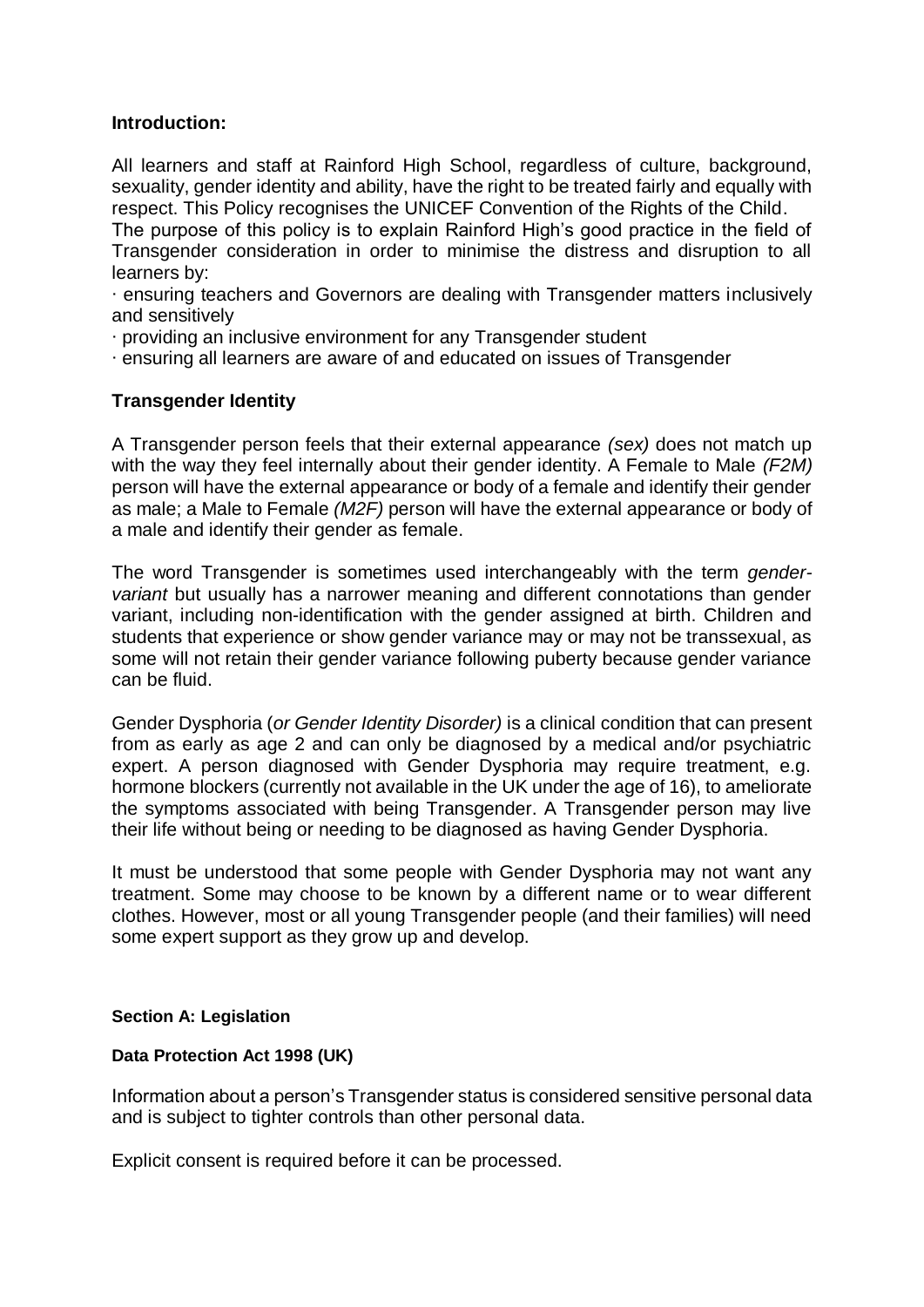### Introduction:

All learners and staff at Rainford High School, regardless of culture, background, sexuality, gender identity and ability, have the right to be treated fairly and equally with respect. This Policy recognises the UNICEF Convention of the Rights of the Child.

The purpose of this policy is to explain Rainford High's good practice in the field of Transgender consideration in order to minimise the distress and disruption to all learners by:

· ensuring teachers and Governors are dealing with Transgender matters inclusively and sensitively

· providing an inclusive environment for any Transgender student

· ensuring all learners are aware of and educated on issues of Transgender

### Transgender Identity

A Transgender person feels that their external appearance *(sex)* does not match up with the way they feel internally about their gender identity. A Female to Male *(F2M)* person will have the external appearance or body of a female and identify their gender as male; a Male to Female *(M2F)* person will have the external appearance or body of a male and identify their gender as female.

The word Transgender is sometimes used interchangeably with the term *gender-variant* but usually has a narrower meaning and different connotations than gender variant, including non-identification with the gender assigned at birth. Children and students that experience or show gender variance may or may not be transsexual, as some will not retain their gender variance following puberty because gender variance can be fluid.

Gender Dysphoria (*or Gender Identity Disorder)* is a clinical condition that can present from as early as age 2 and can only be diagnosed by a medical and/or psychiatric expert. A person diagnosed with Gender Dysphoria may require treatment, e.g. hormone blockers (currently not available in the UK under the age of 16), to ameliorate the symptoms associated with being Transgender. A Transgender person may live their life without being or needing to be diagnosed as having Gender Dysphoria.

It must be understood that some people with Gender Dysphoria may not want any treatment. Some may choose to be known by a different name or to wear different clothes. However, most or all young Transgender people (and their families) will need some expert support as they grow up and develop.

#### Section A: Legislation

**Data Protection Act 1998 (UK)**

Information about a person's Transgender status is considered sensitive personal data and is subject to tighter controls than other personal data.

Explicit consent is required before it can be processed.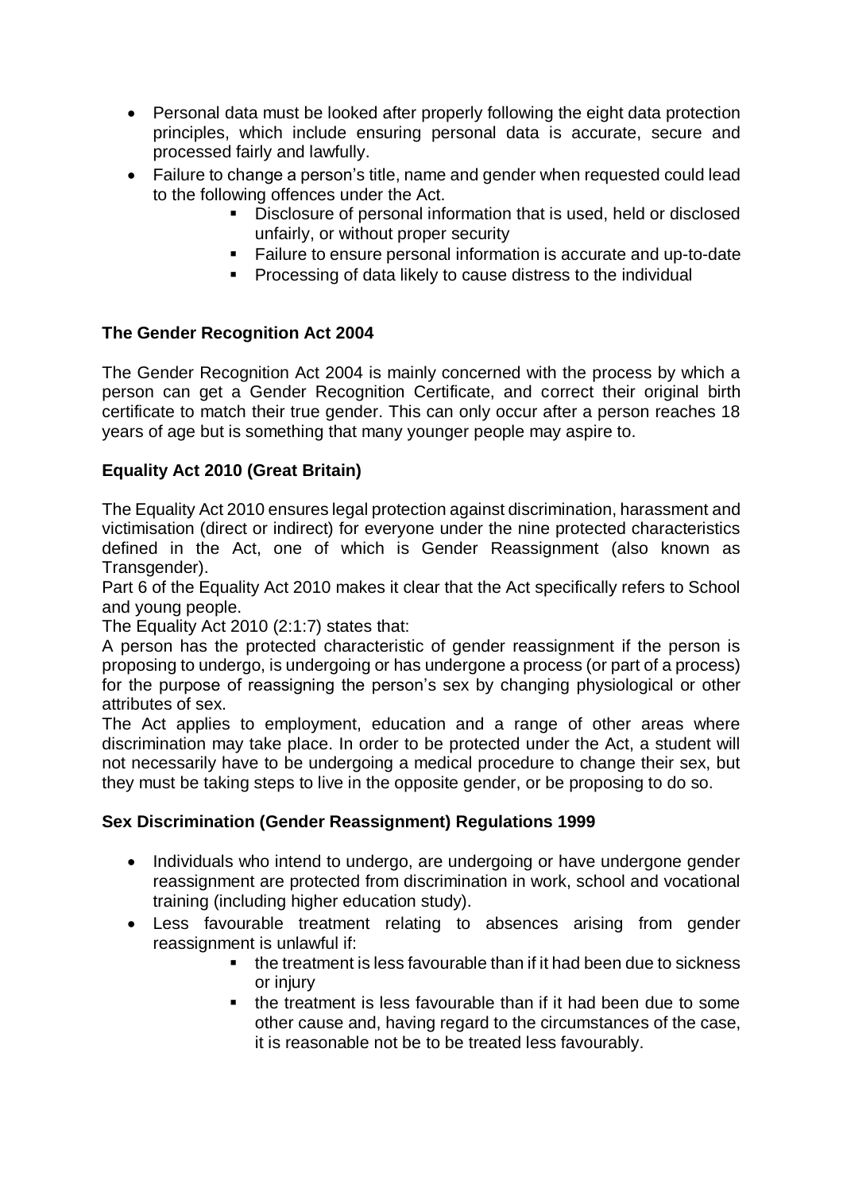- Personal data must be looked after properly following the eight data protection principles, which include ensuring personal data is accurate, secure and processed fairly and lawfully.
- Failure to change a person's title, name and gender when requested could lead to the following offences under the Act.
  - Disclosure of personal information that is used, held or disclosed unfairly, or without proper security
  - Failure to ensure personal information is accurate and up-to-date
  - Processing of data likely to cause distress to the individual

**The Gender Recognition Act 2004**

The Gender Recognition Act 2004 is mainly concerned with the process by which a person can get a Gender Recognition Certificate, and correct their original birth certificate to match their true gender. This can only occur after a person reaches 18 years of age but is something that many younger people may aspire to.

**Equality Act 2010 (Great Britain)**

The Equality Act 2010 ensures legal protection against discrimination, harassment and victimisation (direct or indirect) for everyone under the nine protected characteristics defined in the Act, one of which is Gender Reassignment (also known as Transgender).

Part 6 of the Equality Act 2010 makes it clear that the Act specifically refers to School and young people.

The Equality Act 2010 (2:1:7) states that:

A person has the protected characteristic of gender reassignment if the person is proposing to undergo, is undergoing or has undergone a process (or part of a process) for the purpose of reassigning the person's sex by changing physiological or other attributes of sex.

The Act applies to employment, education and a range of other areas where discrimination may take place. In order to be protected under the Act, a student will not necessarily have to be undergoing a medical procedure to change their sex, but they must be taking steps to live in the opposite gender, or be proposing to do so.

**Sex Discrimination (Gender Reassignment) Regulations 1999**

- Individuals who intend to undergo, are undergoing or have undergone gender reassignment are protected from discrimination in work, school and vocational training (including higher education study).
- Less favourable treatment relating to absences arising from gender reassignment is unlawful if:
  - the treatment is less favourable than if it had been due to sickness or injury
  - the treatment is less favourable than if it had been due to some other cause and, having regard to the circumstances of the case, it is reasonable not be to be treated less favourably.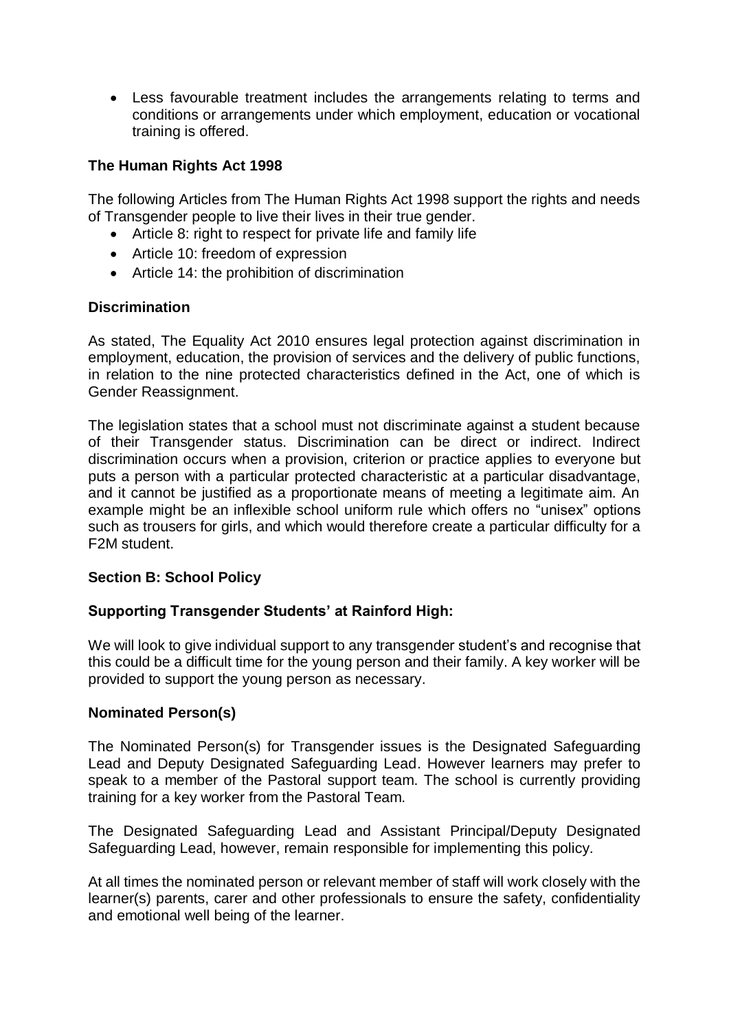- Less favourable treatment includes the arrangements relating to terms and conditions or arrangements under which employment, education or vocational training is offered.

**The Human Rights Act 1998**

The following Articles from The Human Rights Act 1998 support the rights and needs of Transgender people to live their lives in their true gender.

- Article 8: right to respect for private life and family life
- Article 10: freedom of expression
- Article 14: the prohibition of discrimination

**Discrimination**

As stated, The Equality Act 2010 ensures legal protection against discrimination in employment, education, the provision of services and the delivery of public functions, in relation to the nine protected characteristics defined in the Act, one of which is Gender Reassignment.

The legislation states that a school must not discriminate against a student because of their Transgender status. Discrimination can be direct or indirect. Indirect discrimination occurs when a provision, criterion or practice applies to everyone but puts a person with a particular protected characteristic at a particular disadvantage, and it cannot be justified as a proportionate means of meeting a legitimate aim. An example might be an inflexible school uniform rule which offers no "unisex" options such as trousers for girls, and which would therefore create a particular difficulty for a F2M student.

**Section B: School Policy**

**Supporting Transgender Students' at Rainford High:**

We will look to give individual support to any transgender student's and recognise that this could be a difficult time for the young person and their family. A key worker will be provided to support the young person as necessary.

**Nominated Person(s)**

The Nominated Person(s) for Transgender issues is the Designated Safeguarding Lead and Deputy Designated Safeguarding Lead. However learners may prefer to speak to a member of the Pastoral support team. The school is currently providing training for a key worker from the Pastoral Team.

The Designated Safeguarding Lead and Assistant Principal/Deputy Designated Safeguarding Lead, however, remain responsible for implementing this policy.

At all times the nominated person or relevant member of staff will work closely with the learner(s) parents, carer and other professionals to ensure the safety, confidentiality and emotional well being of the learner.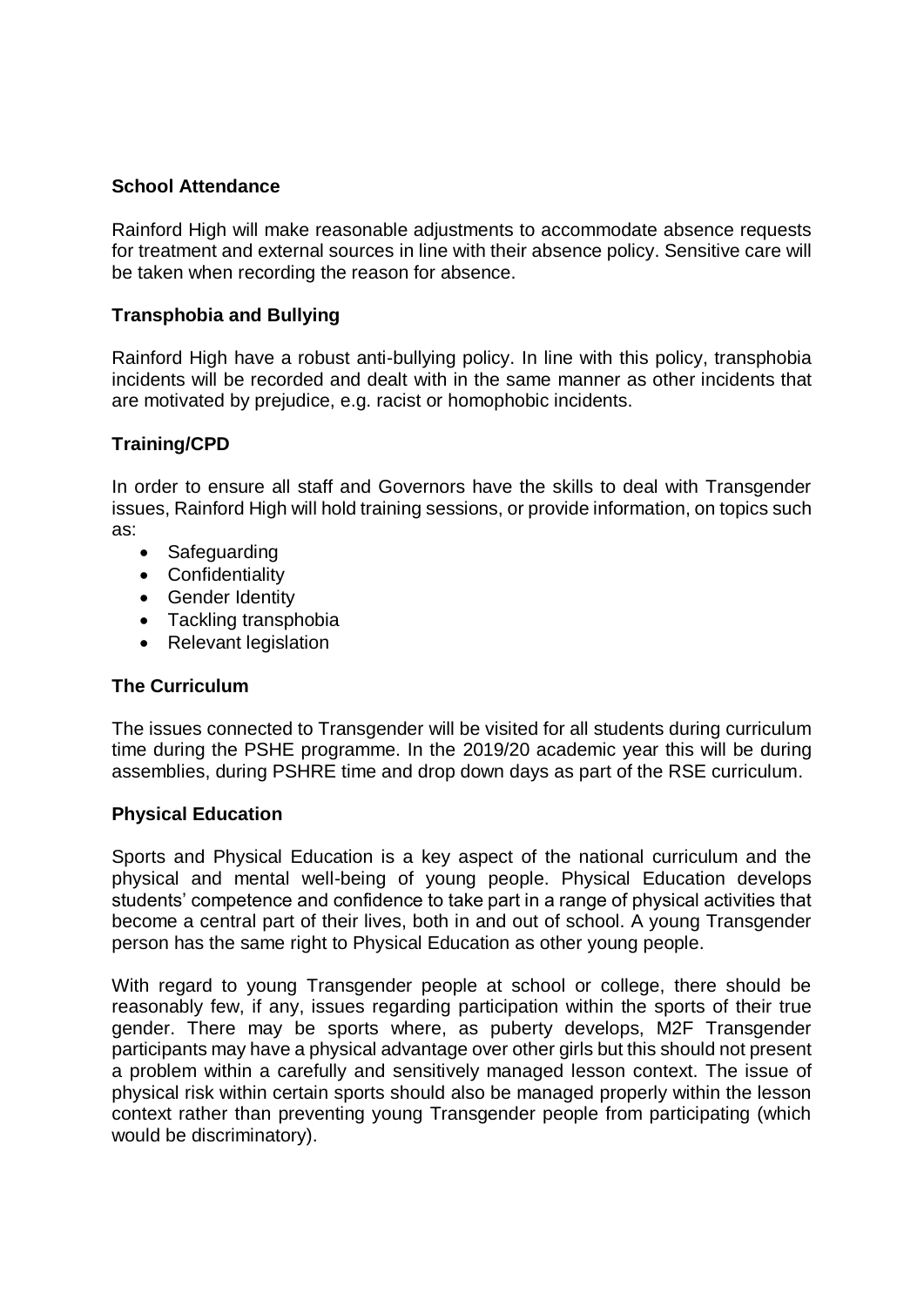**School Attendance**

Rainford High will make reasonable adjustments to accommodate absence requests for treatment and external sources in line with their absence policy. Sensitive care will be taken when recording the reason for absence.

**Transphobia and Bullying**

Rainford High have a robust anti-bullying policy. In line with this policy, transphobia incidents will be recorded and dealt with in the same manner as other incidents that are motivated by prejudice, e.g. racist or homophobic incidents.

**Training/CPD**

In order to ensure all staff and Governors have the skills to deal with Transgender issues, Rainford High will hold training sessions, or provide information, on topics such as:

- Safeguarding
- Confidentiality
- Gender Identity
- Tackling transphobia
- Relevant legislation

**The Curriculum**

The issues connected to Transgender will be visited for all students during curriculum time during the PSHE programme. In the 2019/20 academic year this will be during assemblies, during PSHRE time and drop down days as part of the RSE curriculum.

**Physical Education**

Sports and Physical Education is a key aspect of the national curriculum and the physical and mental well-being of young people. Physical Education develops students' competence and confidence to take part in a range of physical activities that become a central part of their lives, both in and out of school. A young Transgender person has the same right to Physical Education as other young people.

With regard to young Transgender people at school or college, there should be reasonably few, if any, issues regarding participation within the sports of their true gender. There may be sports where, as puberty develops, M2F Transgender participants may have a physical advantage over other girls but this should not present a problem within a carefully and sensitively managed lesson context. The issue of physical risk within certain sports should also be managed properly within the lesson context rather than preventing young Transgender people from participating (which would be discriminatory).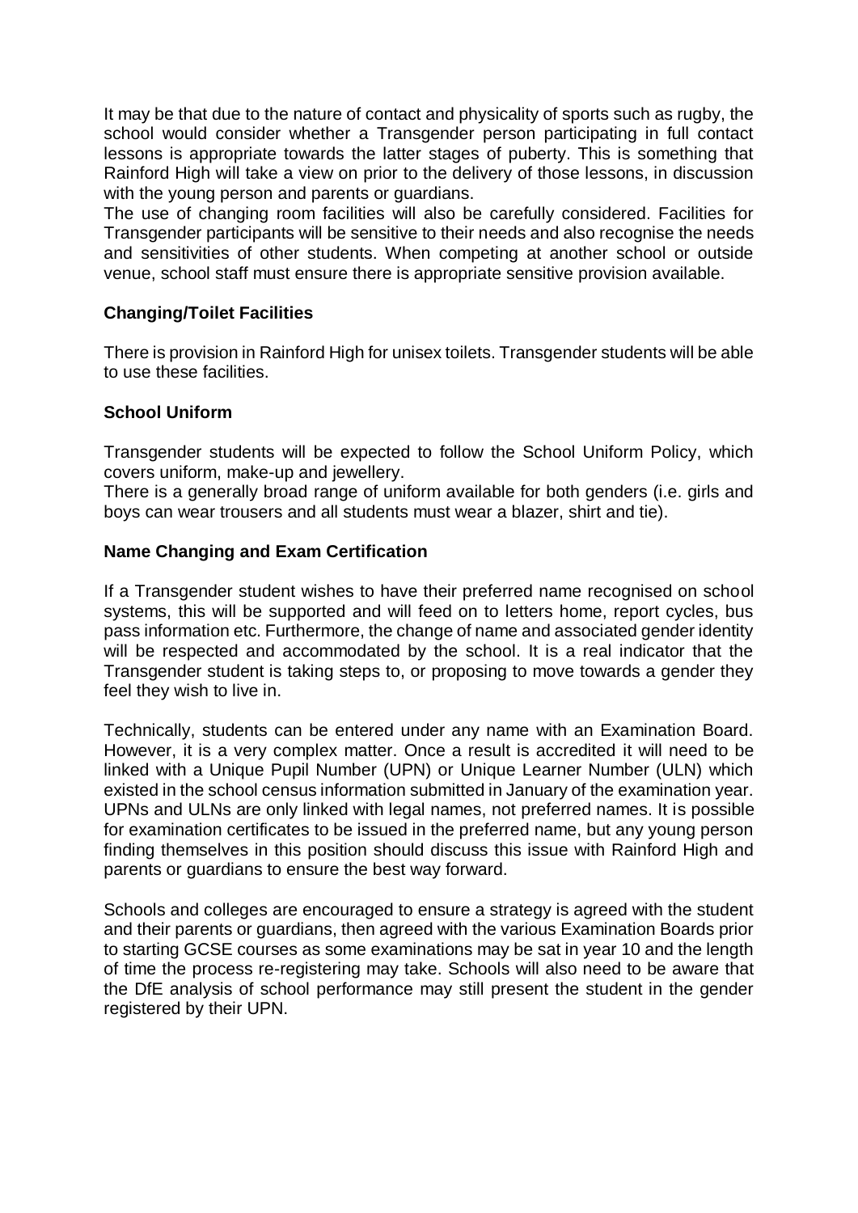It may be that due to the nature of contact and physicality of sports such as rugby, the school would consider whether a Transgender person participating in full contact lessons is appropriate towards the latter stages of puberty. This is something that Rainford High will take a view on prior to the delivery of those lessons, in discussion with the young person and parents or guardians.

The use of changing room facilities will also be carefully considered. Facilities for Transgender participants will be sensitive to their needs and also recognise the needs and sensitivities of other students. When competing at another school or outside venue, school staff must ensure there is appropriate sensitive provision available.

**Changing/Toilet Facilities**

There is provision in Rainford High for unisex toilets. Transgender students will be able to use these facilities.

**School Uniform**

Transgender students will be expected to follow the School Uniform Policy, which covers uniform, make-up and jewellery.

There is a generally broad range of uniform available for both genders (i.e. girls and boys can wear trousers and all students must wear a blazer, shirt and tie).

**Name Changing and Exam Certification**

If a Transgender student wishes to have their preferred name recognised on school systems, this will be supported and will feed on to letters home, report cycles, bus pass information etc. Furthermore, the change of name and associated gender identity will be respected and accommodated by the school. It is a real indicator that the Transgender student is taking steps to, or proposing to move towards a gender they feel they wish to live in.

Technically, students can be entered under any name with an Examination Board. However, it is a very complex matter. Once a result is accredited it will need to be linked with a Unique Pupil Number (UPN) or Unique Learner Number (ULN) which existed in the school census information submitted in January of the examination year. UPNs and ULNs are only linked with legal names, not preferred names. It is possible for examination certificates to be issued in the preferred name, but any young person finding themselves in this position should discuss this issue with Rainford High and parents or guardians to ensure the best way forward.

Schools and colleges are encouraged to ensure a strategy is agreed with the student and their parents or guardians, then agreed with the various Examination Boards prior to starting GCSE courses as some examinations may be sat in year 10 and the length of time the process re-registering may take. Schools will also need to be aware that the DfE analysis of school performance may still present the student in the gender registered by their UPN.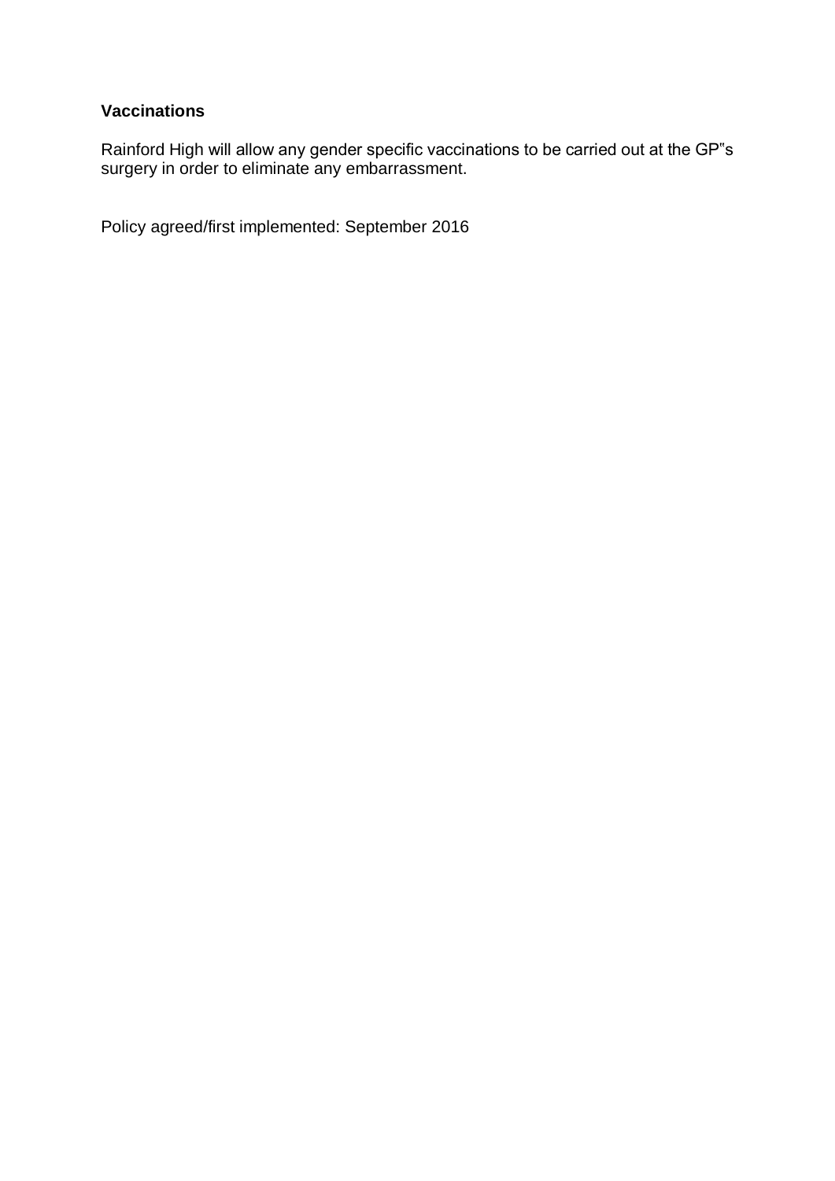**Vaccinations**

Rainford High will allow any gender specific vaccinations to be carried out at the GP"s surgery in order to eliminate any embarrassment.

Policy agreed/first implemented: September 2016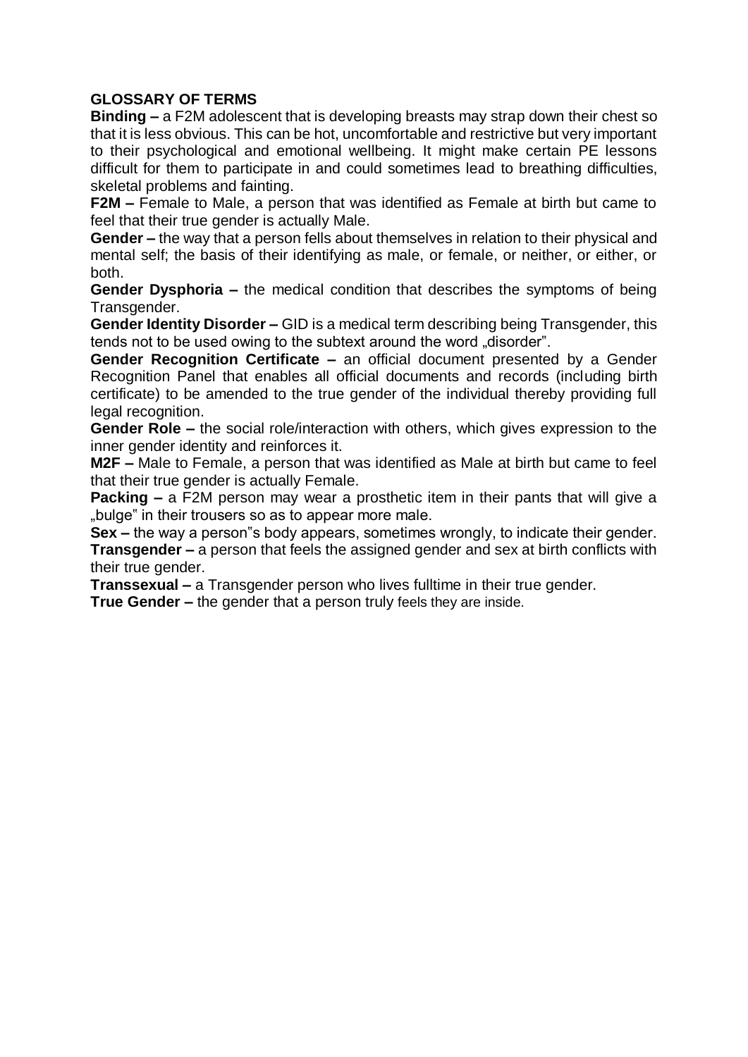**GLOSSARY OF TERMS**

**Binding –** a F2M adolescent that is developing breasts may strap down their chest so that it is less obvious. This can be hot, uncomfortable and restrictive but very important to their psychological and emotional wellbeing. It might make certain PE lessons difficult for them to participate in and could sometimes lead to breathing difficulties, skeletal problems and fainting.

**F2M –** Female to Male, a person that was identified as Female at birth but came to feel that their true gender is actually Male.

**Gender –** the way that a person fells about themselves in relation to their physical and mental self; the basis of their identifying as male, or female, or neither, or either, or both.

**Gender Dysphoria –** the medical condition that describes the symptoms of being Transgender.

**Gender Identity Disorder –** GID is a medical term describing being Transgender, this tends not to be used owing to the subtext around the word „disorder".

**Gender Recognition Certificate –** an official document presented by a Gender Recognition Panel that enables all official documents and records (including birth certificate) to be amended to the true gender of the individual thereby providing full legal recognition.

**Gender Role –** the social role/interaction with others, which gives expression to the inner gender identity and reinforces it.

**M2F –** Male to Female, a person that was identified as Male at birth but came to feel that their true gender is actually Female.

**Packing –** a F2M person may wear a prosthetic item in their pants that will give a „bulge" in their trousers so as to appear more male.

**Sex –** the way a person"s body appears, sometimes wrongly, to indicate their gender.

**Transgender –** a person that feels the assigned gender and sex at birth conflicts with their true gender.

**Transsexual –** a Transgender person who lives fulltime in their true gender.

**True Gender –** the gender that a person truly feels they are inside.